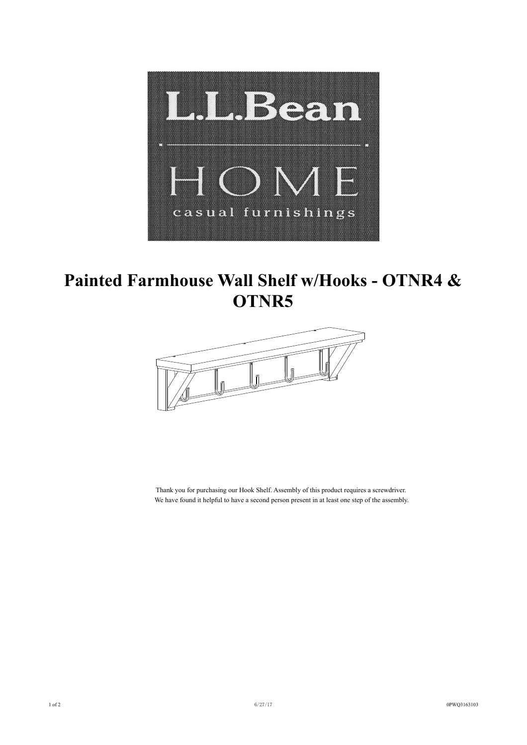# Painted Farmhouse Wall Shelf w/Hooks - OTNR4 & OTNR5

Thank you for purchasing our Hook Shelf. Assembly of this product requires a screwdriver.
We have found it helpful to have a second person present in at least one step of the assembly.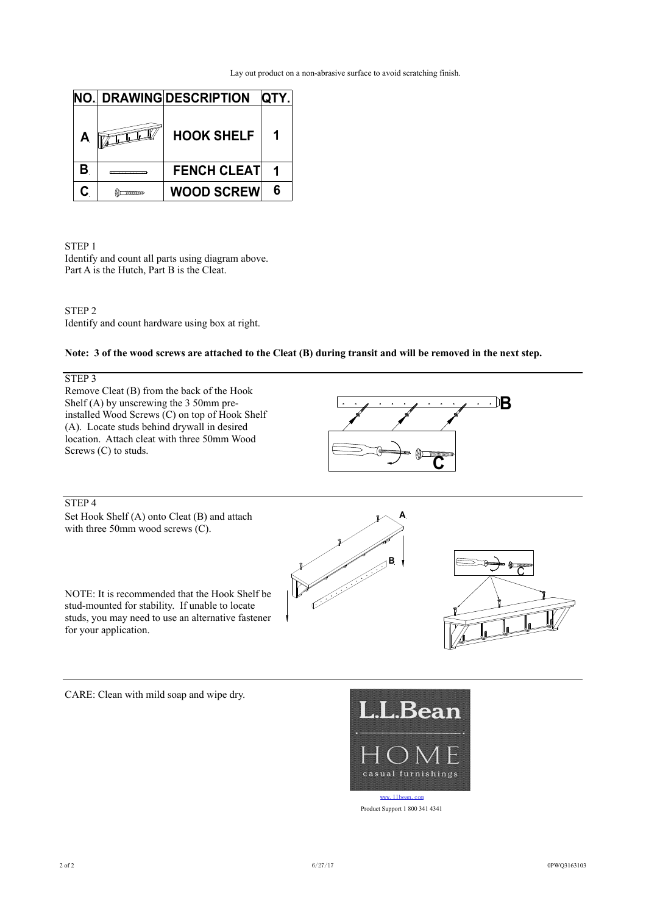Lay out product on a non-abrasive surface to avoid scratching finish.

| NO. | DRAWING | DESCRIPTION | QTY. |
|---|---|---|---|
| A | | HOOK SHELF | 1 |
| B | | FENCH CLEAT | 1 |
| C | | WOOD SCREW | 6 |

STEP 1
Identify and count all parts using diagram above.
Part A is the Hutch, Part B is the Cleat.

STEP 2
Identify and count hardware using box at right.

**Note: 3 of the wood screws are attached to the Cleat (B) during transit and will be removed in the next step.**

STEP 3
Remove Cleat (B) from the back of the Hook Shelf (A) by unscrewing the 3 50mm pre-installed Wood Screws (C) on top of Hook Shelf (A). Locate studs behind drywall in desired location. Attach cleat with three 50mm Wood Screws (C) to studs.

B

C

STEP 4
Set Hook Shelf (A) onto Cleat (B) and attach with three 50mm wood screws (C).

NOTE: It is recommended that the Hook Shelf be stud-mounted for stability. If unable to locate studs, you may need to use an alternative fastener for your application.

A

B

C

CARE: Clean with mild soap and wipe dry.

L.L.Bean
HOME
casual furnishings

www.llbean.com
Product Support 1 800 341 4341

6/27/17

0PWQ3163103